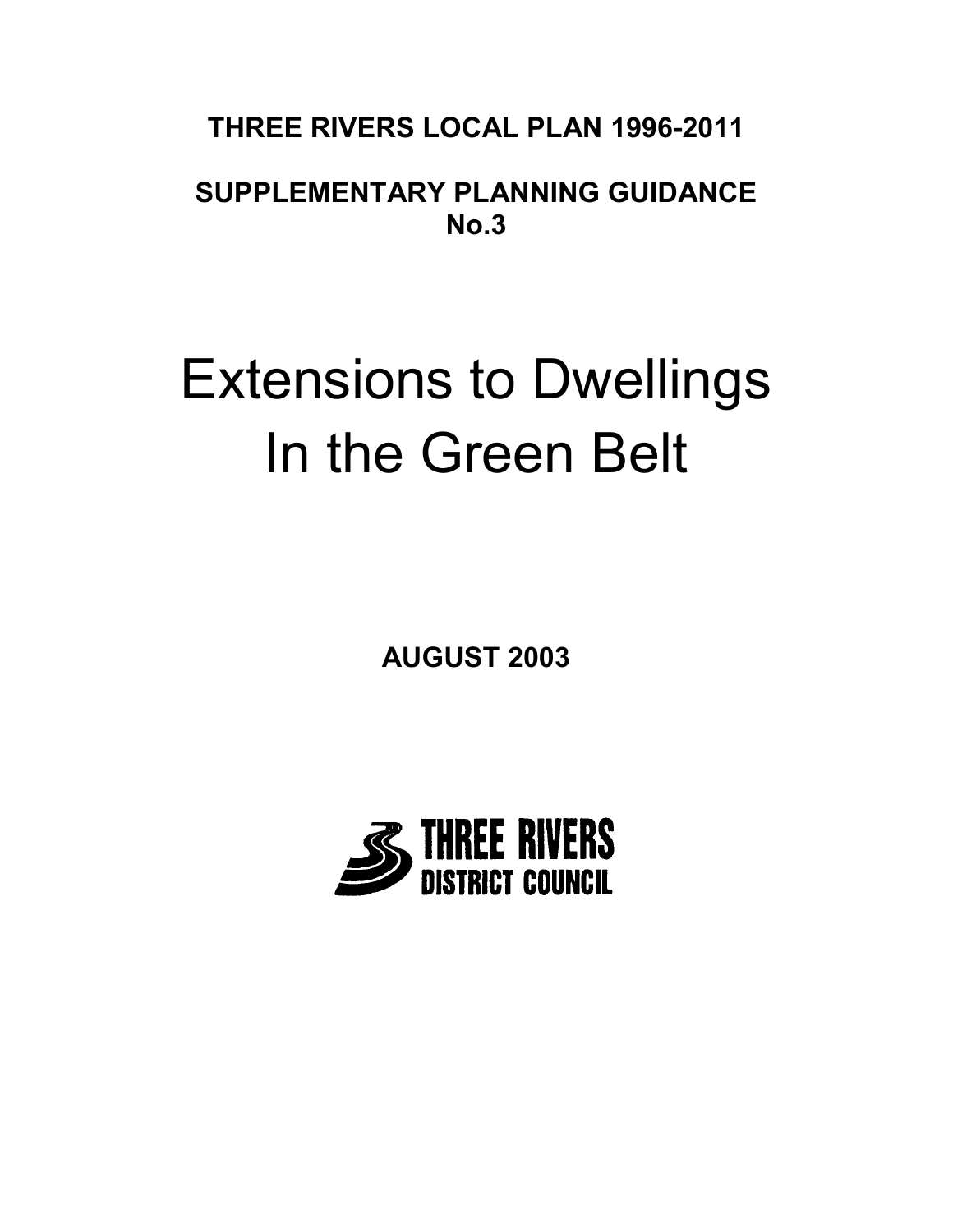**THREE RIVERS LOCAL PLAN 1996-2011**

**SUPPLEMENTARY PLANNING GUIDANCE No.3**

# Extensions to Dwellings In the Green Belt

**AUGUST 2003**

THREE RIVERS DISTRICT COUNCIL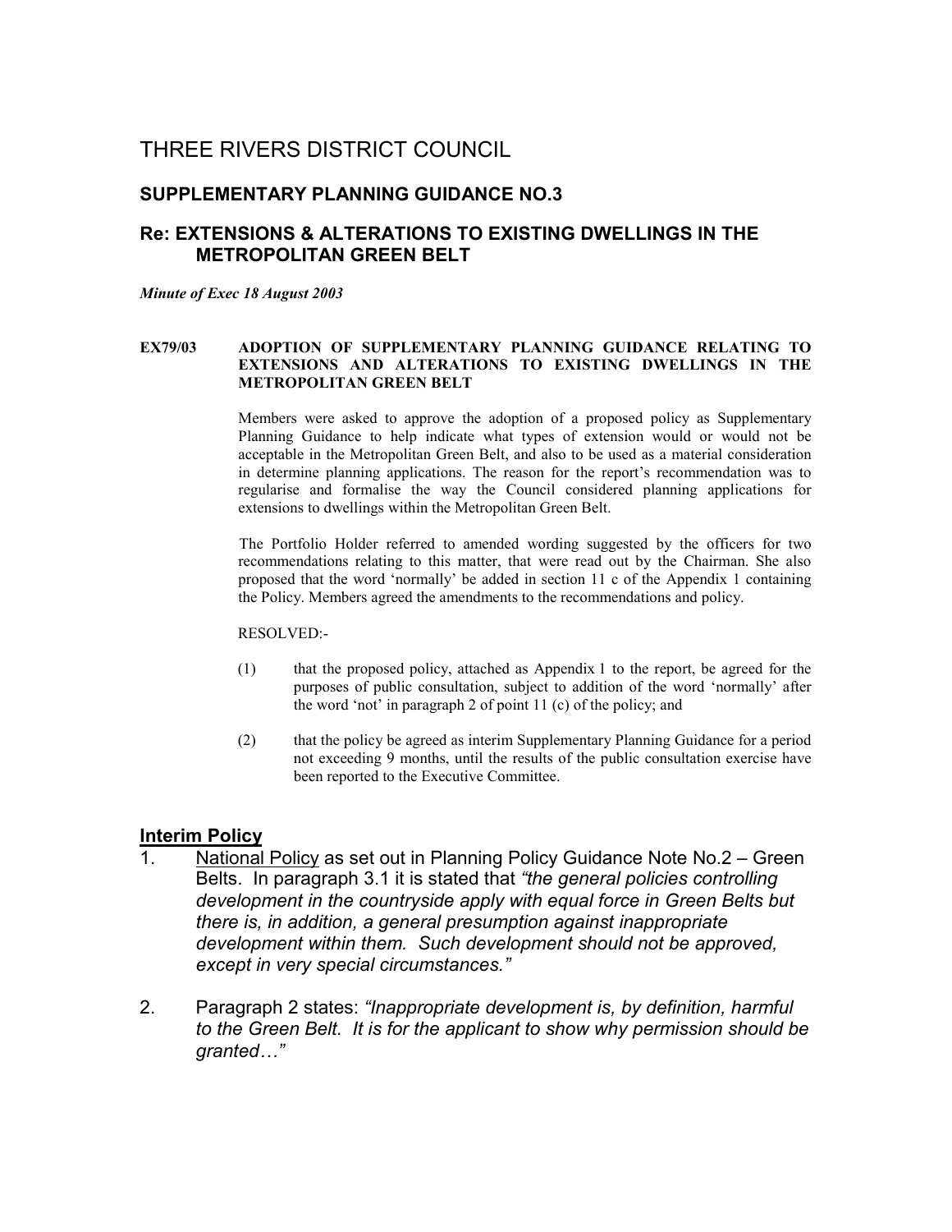# THREE RIVERS DISTRICT COUNCIL

## SUPPLEMENTARY PLANNING GUIDANCE NO.3

## Re: EXTENSIONS & ALTERATIONS TO EXISTING DWELLINGS IN THE METROPOLITAN GREEN BELT

***Minute of Exec 18 August 2003***

**EX79/03 ADOPTION OF SUPPLEMENTARY PLANNING GUIDANCE RELATING TO EXTENSIONS AND ALTERATIONS TO EXISTING DWELLINGS IN THE METROPOLITAN GREEN BELT**

Members were asked to approve the adoption of a proposed policy as Supplementary Planning Guidance to help indicate what types of extension would or would not be acceptable in the Metropolitan Green Belt, and also to be used as a material consideration in determine planning applications. The reason for the report's recommendation was to regularise and formalise the way the Council considered planning applications for extensions to dwellings within the Metropolitan Green Belt.

The Portfolio Holder referred to amended wording suggested by the officers for two recommendations relating to this matter, that were read out by the Chairman. She also proposed that the word 'normally' be added in section 11 c of the Appendix 1 containing the Policy. Members agreed the amendments to the recommendations and policy.

RESOLVED:-

(1) that the proposed policy, attached as Appendix 1 to the report, be agreed for the purposes of public consultation, subject to addition of the word 'normally' after the word 'not' in paragraph 2 of point 11 (c) of the policy; and

(2) that the policy be agreed as interim Supplementary Planning Guidance for a period not exceeding 9 months, until the results of the public consultation exercise have been reported to the Executive Committee.

## Interim Policy

1. National Policy as set out in Planning Policy Guidance Note No.2 – Green Belts. In paragraph 3.1 it is stated that *"the general policies controlling development in the countryside apply with equal force in Green Belts but there is, in addition, a general presumption against inappropriate development within them. Such development should not be approved, except in very special circumstances."*

2. Paragraph 2 states: *"Inappropriate development is, by definition, harmful to the Green Belt. It is for the applicant to show why permission should be granted…"*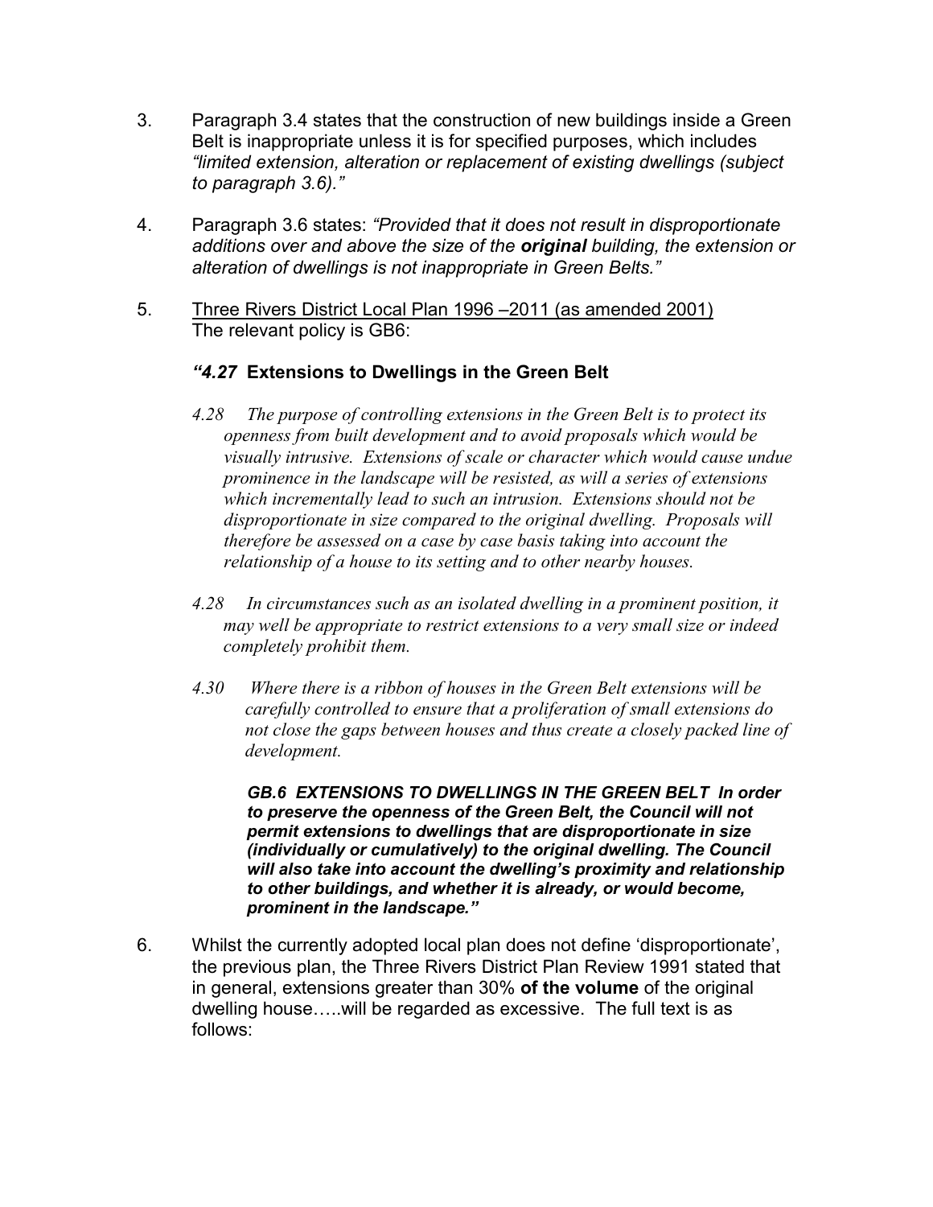3. Paragraph 3.4 states that the construction of new buildings inside a Green Belt is inappropriate unless it is for specified purposes, which includes *"limited extension, alteration or replacement of existing dwellings (subject to paragraph 3.6)."*

4. Paragraph 3.6 states: *"Provided that it does not result in disproportionate additions over and above the size of the* ***original*** *building, the extension or alteration of dwellings is not inappropriate in Green Belts."*

5. <u>Three Rivers District Local Plan 1996 –2011 (as amended 2001)</u>
   The relevant policy is GB6:

   ***"4.27* Extensions to Dwellings in the Green Belt**

   *4.28 The purpose of controlling extensions in the Green Belt is to protect its openness from built development and to avoid proposals which would be visually intrusive. Extensions of scale or character which would cause undue prominence in the landscape will be resisted, as will a series of extensions which incrementally lead to such an intrusion. Extensions should not be disproportionate in size compared to the original dwelling. Proposals will therefore be assessed on a case by case basis taking into account the relationship of a house to its setting and to other nearby houses.*

   *4.28 In circumstances such as an isolated dwelling in a prominent position, it may well be appropriate to restrict extensions to a very small size or indeed completely prohibit them.*

   *4.30 Where there is a ribbon of houses in the Green Belt extensions will be carefully controlled to ensure that a proliferation of small extensions do not close the gaps between houses and thus create a closely packed line of development.*

   ***GB.6 EXTENSIONS TO DWELLINGS IN THE GREEN BELT In order to preserve the openness of the Green Belt, the Council will not permit extensions to dwellings that are disproportionate in size (individually or cumulatively) to the original dwelling. The Council will also take into account the dwelling's proximity and relationship to other buildings, and whether it is already, or would become, prominent in the landscape."***

6. Whilst the currently adopted local plan does not define 'disproportionate', the previous plan, the Three Rivers District Plan Review 1991 stated that in general, extensions greater than 30% **of the volume** of the original dwelling house…..will be regarded as excessive. The full text is as follows: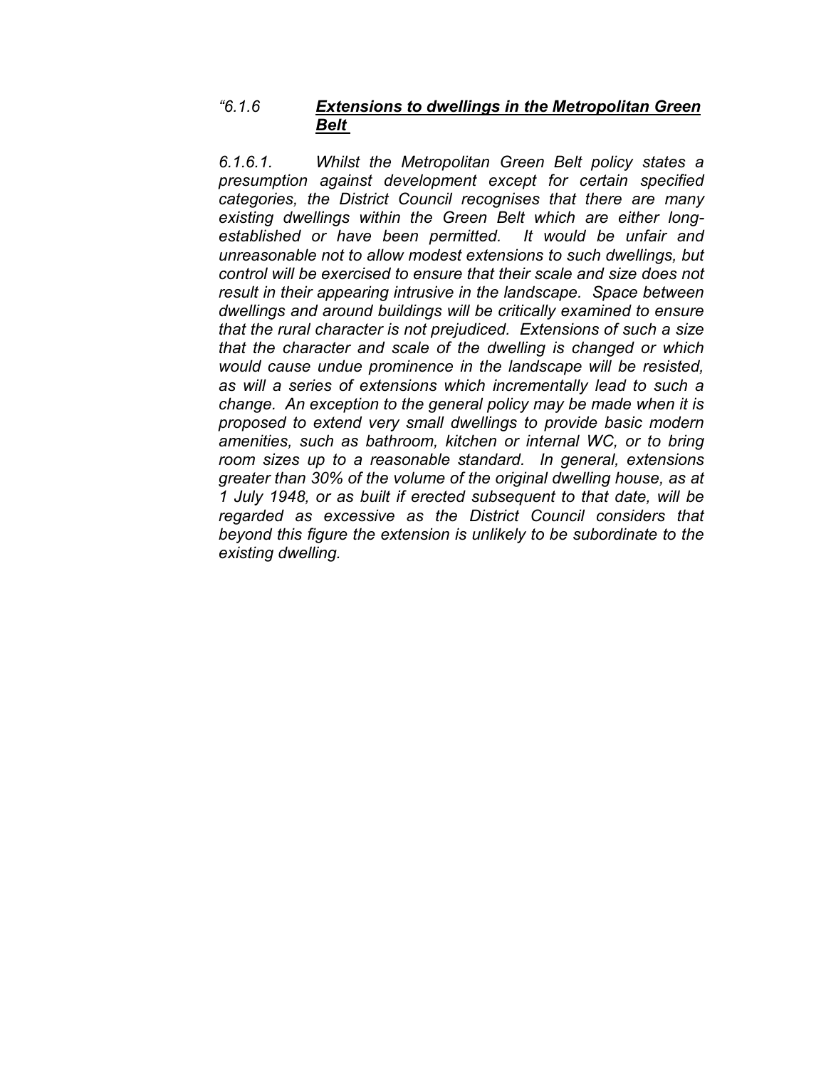*"6.1.6 **Extensions to dwellings in the Metropolitan Green Belt***

*6.1.6.1. Whilst the Metropolitan Green Belt policy states a presumption against development except for certain specified categories, the District Council recognises that there are many existing dwellings within the Green Belt which are either long-established or have been permitted. It would be unfair and unreasonable not to allow modest extensions to such dwellings, but control will be exercised to ensure that their scale and size does not result in their appearing intrusive in the landscape. Space between dwellings and around buildings will be critically examined to ensure that the rural character is not prejudiced. Extensions of such a size that the character and scale of the dwelling is changed or which would cause undue prominence in the landscape will be resisted, as will a series of extensions which incrementally lead to such a change. An exception to the general policy may be made when it is proposed to extend very small dwellings to provide basic modern amenities, such as bathroom, kitchen or internal WC, or to bring room sizes up to a reasonable standard. In general, extensions greater than 30% of the volume of the original dwelling house, as at 1 July 1948, or as built if erected subsequent to that date, will be regarded as excessive as the District Council considers that beyond this figure the extension is unlikely to be subordinate to the existing dwelling.*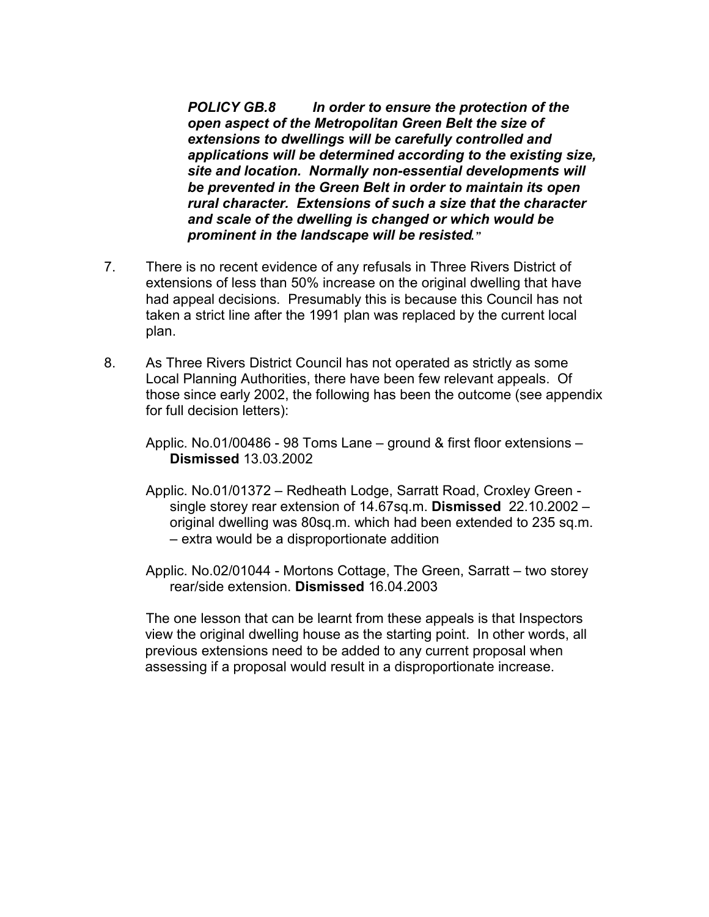***POLICY GB.8 In order to ensure the protection of the open aspect of the Metropolitan Green Belt the size of extensions to dwellings will be carefully controlled and applications will be determined according to the existing size, site and location. Normally non-essential developments will be prevented in the Green Belt in order to maintain its open rural character. Extensions of such a size that the character and scale of the dwelling is changed or which would be prominent in the landscape will be resisted."***

7. There is no recent evidence of any refusals in Three Rivers District of extensions of less than 50% increase on the original dwelling that have had appeal decisions. Presumably this is because this Council has not taken a strict line after the 1991 plan was replaced by the current local plan.

8. As Three Rivers District Council has not operated as strictly as some Local Planning Authorities, there have been few relevant appeals. Of those since early 2002, the following has been the outcome (see appendix for full decision letters):

   Applic. No.01/00486 - 98 Toms Lane – ground & first floor extensions – **Dismissed** 13.03.2002

   Applic. No.01/01372 – Redheath Lodge, Sarratt Road, Croxley Green - single storey rear extension of 14.67sq.m. **Dismissed** 22.10.2002 – original dwelling was 80sq.m. which had been extended to 235 sq.m. – extra would be a disproportionate addition

   Applic. No.02/01044 - Mortons Cottage, The Green, Sarratt – two storey rear/side extension. **Dismissed** 16.04.2003

   The one lesson that can be learnt from these appeals is that Inspectors view the original dwelling house as the starting point. In other words, all previous extensions need to be added to any current proposal when assessing if a proposal would result in a disproportionate increase.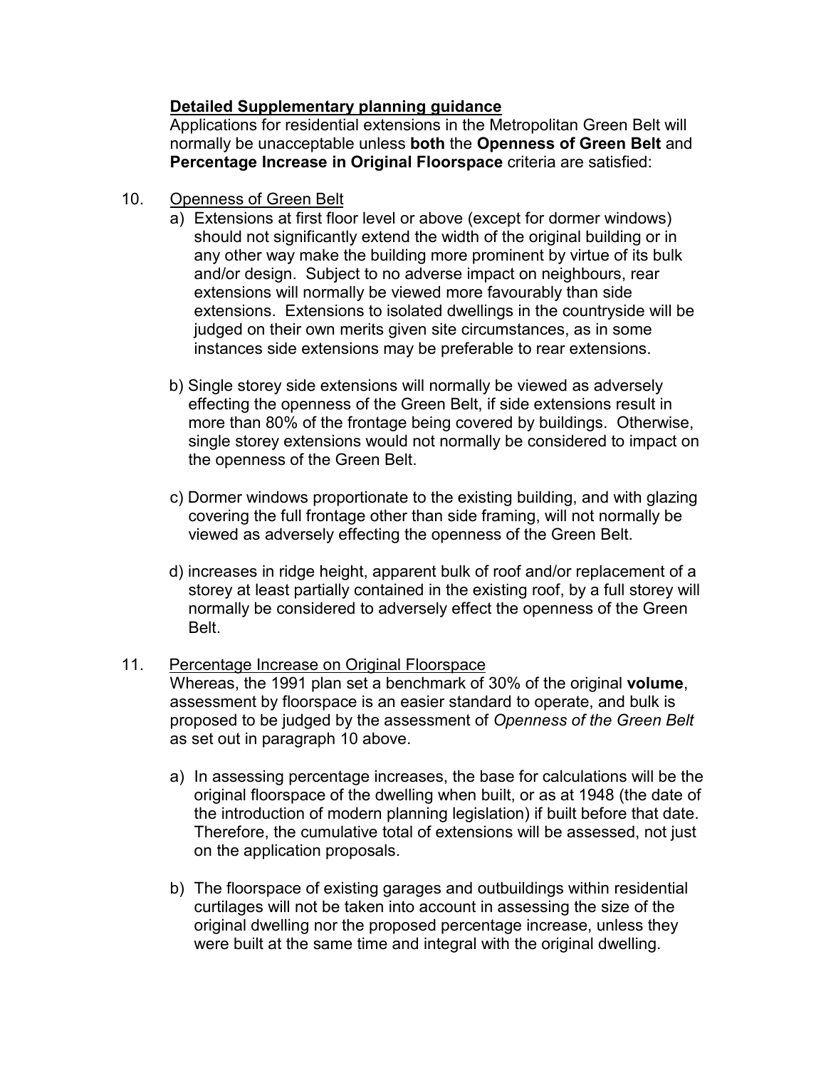**<u>Detailed Supplementary planning guidance</u>**

Applications for residential extensions in the Metropolitan Green Belt will normally be unacceptable unless **both** the **Openness of Green Belt** and **Percentage Increase in Original Floorspace** criteria are satisfied:

10. <u>Openness of Green Belt</u>

    a) Extensions at first floor level or above (except for dormer windows) should not significantly extend the width of the original building or in any other way make the building more prominent by virtue of its bulk and/or design. Subject to no adverse impact on neighbours, rear extensions will normally be viewed more favourably than side extensions. Extensions to isolated dwellings in the countryside will be judged on their own merits given site circumstances, as in some instances side extensions may be preferable to rear extensions.

    b) Single storey side extensions will normally be viewed as adversely effecting the openness of the Green Belt, if side extensions result in more than 80% of the frontage being covered by buildings. Otherwise, single storey extensions would not normally be considered to impact on the openness of the Green Belt.

    c) Dormer windows proportionate to the existing building, and with glazing covering the full frontage other than side framing, will not normally be viewed as adversely effecting the openness of the Green Belt.

    d) increases in ridge height, apparent bulk of roof and/or replacement of a storey at least partially contained in the existing roof, by a full storey will normally be considered to adversely effect the openness of the Green Belt.

11. <u>Percentage Increase on Original Floorspace</u>

    Whereas, the 1991 plan set a benchmark of 30% of the original **volume**, assessment by floorspace is an easier standard to operate, and bulk is proposed to be judged by the assessment of *Openness of the Green Belt* as set out in paragraph 10 above.

    a) In assessing percentage increases, the base for calculations will be the original floorspace of the dwelling when built, or as at 1948 (the date of the introduction of modern planning legislation) if built before that date. Therefore, the cumulative total of extensions will be assessed, not just on the application proposals.

    b) The floorspace of existing garages and outbuildings within residential curtilages will not be taken into account in assessing the size of the original dwelling nor the proposed percentage increase, unless they were built at the same time and integral with the original dwelling.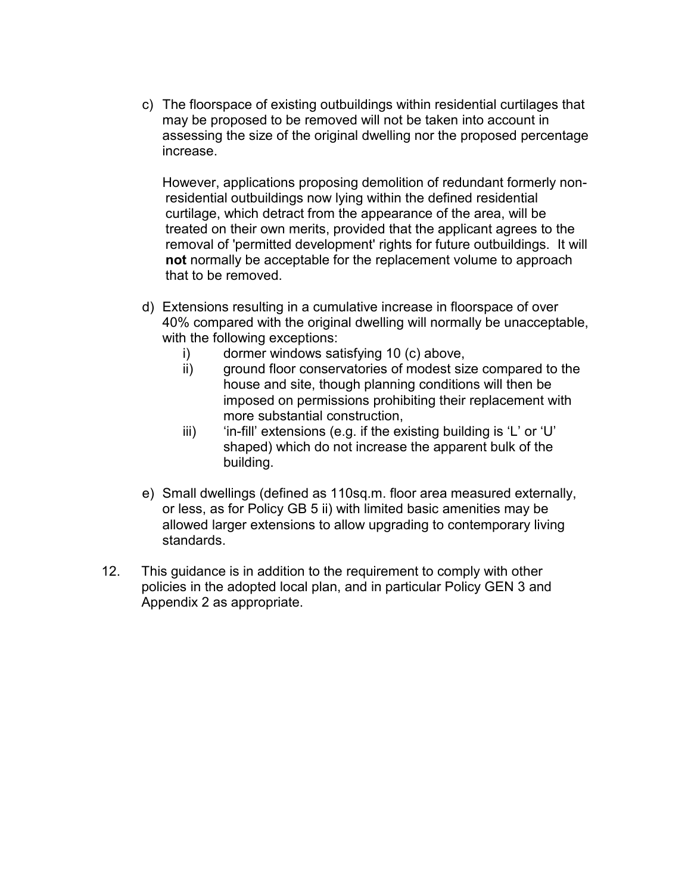c) The floorspace of existing outbuildings within residential curtilages that may be proposed to be removed will not be taken into account in assessing the size of the original dwelling nor the proposed percentage increase.

   However, applications proposing demolition of redundant formerly non-residential outbuildings now lying within the defined residential curtilage, which detract from the appearance of the area, will be treated on their own merits, provided that the applicant agrees to the removal of 'permitted development' rights for future outbuildings. It will **not** normally be acceptable for the replacement volume to approach that to be removed.

d) Extensions resulting in a cumulative increase in floorspace of over 40% compared with the original dwelling will normally be unacceptable, with the following exceptions:
   i) dormer windows satisfying 10 (c) above,
   ii) ground floor conservatories of modest size compared to the house and site, though planning conditions will then be imposed on permissions prohibiting their replacement with more substantial construction,
   iii) 'in-fill' extensions (e.g. if the existing building is 'L' or 'U' shaped) which do not increase the apparent bulk of the building.

e) Small dwellings (defined as 110sq.m. floor area measured externally, or less, as for Policy GB 5 ii) with limited basic amenities may be allowed larger extensions to allow upgrading to contemporary living standards.

12. This guidance is in addition to the requirement to comply with other policies in the adopted local plan, and in particular Policy GEN 3 and Appendix 2 as appropriate.